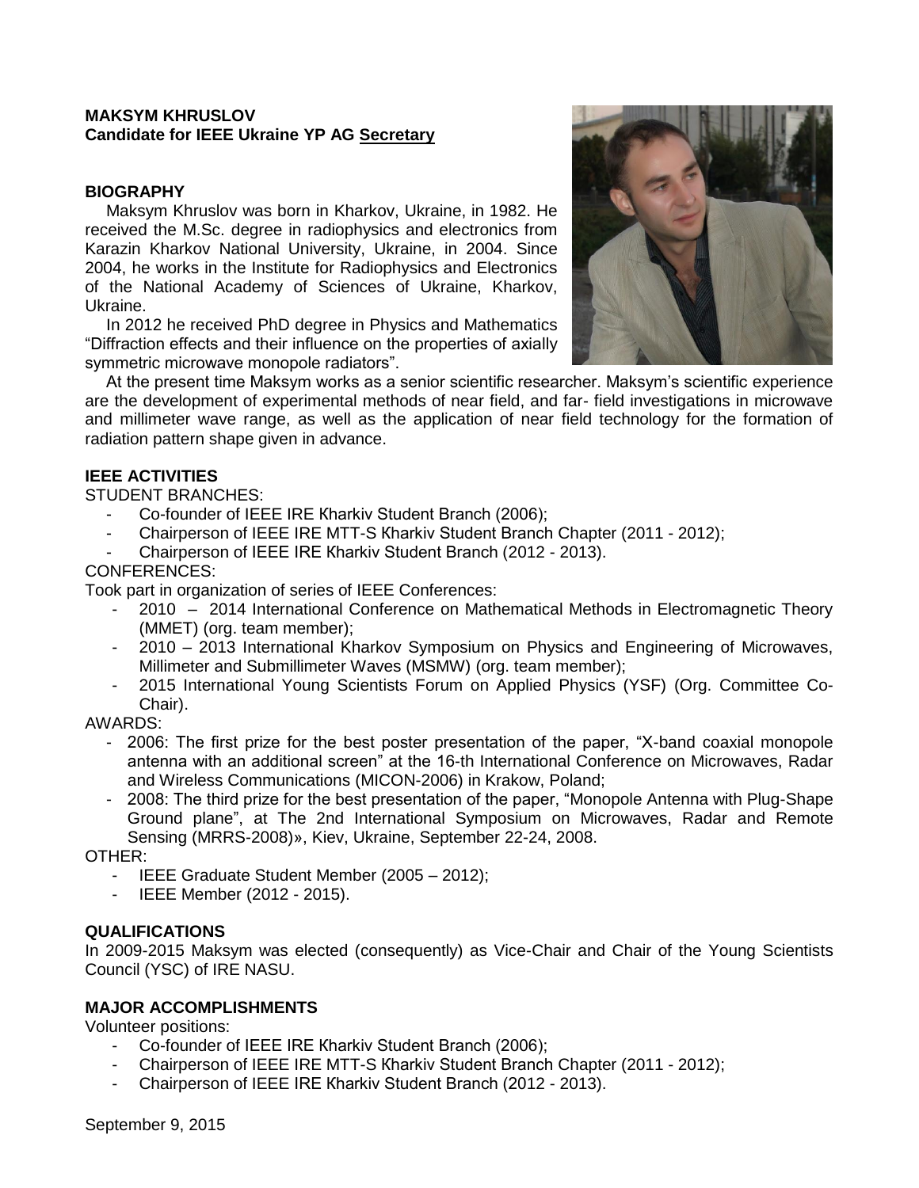**MAKSYM KHRUSLOV**
**Candidate for IEEE Ukraine YP AG Secretary**

## BIOGRAPHY

Maksym Khruslov was born in Kharkov, Ukraine, in 1982. He received the M.Sc. degree in radiophysics and electronics from Karazin Kharkov National University, Ukraine, in 2004. Since 2004, he works in the Institute for Radiophysics and Electronics of the National Academy of Sciences of Ukraine, Kharkov, Ukraine.

In 2012 he received PhD degree in Physics and Mathematics "Diffraction effects and their influence on the properties of axially symmetric microwave monopole radiators".

At the present time Maksym works as a senior scientific researcher. Maksym's scientific experience are the development of experimental methods of near field, and far- field investigations in microwave and millimeter wave range, as well as the application of near field technology for the formation of radiation pattern shape given in advance.

## IEEE ACTIVITIES

STUDENT BRANCHES:

- Co-founder of IEEE IRE Kharkiv Student Branch (2006);
- Chairperson of IEEE IRE MTT-S Kharkiv Student Branch Chapter (2011 - 2012);
- Chairperson of IEEE IRE Kharkiv Student Branch (2012 - 2013).

CONFERENCES:

Took part in organization of series of IEEE Conferences:

- 2010 – 2014 International Conference on Mathematical Methods in Electromagnetic Theory (MMET) (org. team member);
- 2010 – 2013 International Kharkov Symposium on Physics and Engineering of Microwaves, Millimeter and Submillimeter Waves (MSMW) (org. team member);
- 2015 International Young Scientists Forum on Applied Physics (YSF) (Org. Committee Co-Chair).

AWARDS:

- 2006: The first prize for the best poster presentation of the paper, "X-band coaxial monopole antenna with an additional screen" at the 16-th International Conference on Microwaves, Radar and Wireless Communications (MICON-2006) in Krakow, Poland;
- 2008: The third prize for the best presentation of the paper, "Monopole Antenna with Plug-Shape Ground plane", at The 2nd International Symposium on Microwaves, Radar and Remote Sensing (MRRS-2008)», Kiev, Ukraine, September 22-24, 2008.

OTHER:

- IEEE Graduate Student Member (2005 – 2012);
- IEEE Member (2012 - 2015).

## QUALIFICATIONS

In 2009-2015 Maksym was elected (consequently) as Vice-Chair and Chair of the Young Scientists Council (YSC) of IRE NASU.

## MAJOR ACCOMPLISHMENTS

Volunteer positions:

- Co-founder of IEEE IRE Kharkiv Student Branch (2006);
- Chairperson of IEEE IRE MTT-S Kharkiv Student Branch Chapter (2011 - 2012);
- Chairperson of IEEE IRE Kharkiv Student Branch (2012 - 2013).

September 9, 2015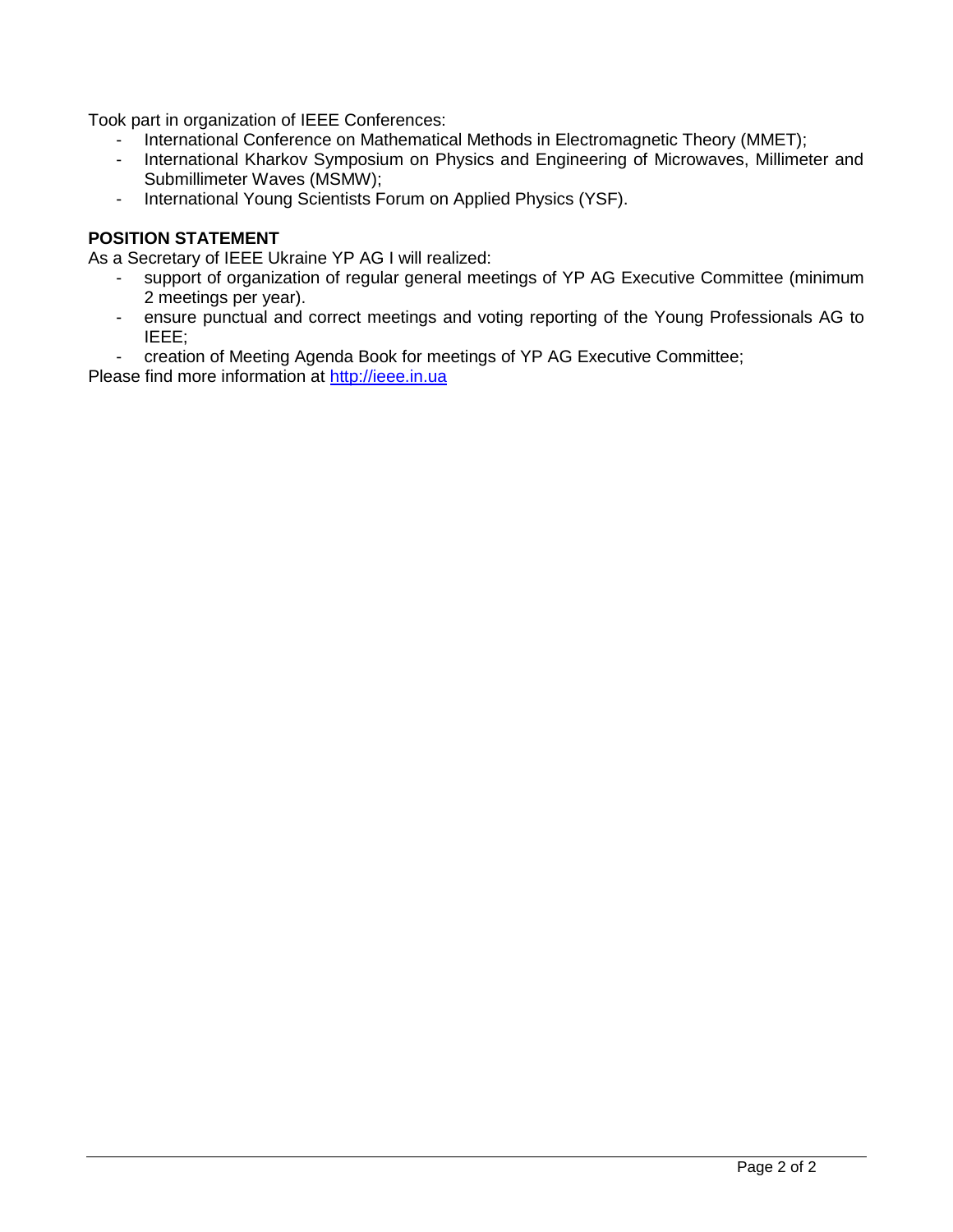Took part in organization of IEEE Conferences:

- International Conference on Mathematical Methods in Electromagnetic Theory (MMET);
- International Kharkov Symposium on Physics and Engineering of Microwaves, Millimeter and Submillimeter Waves (MSMW);
- International Young Scientists Forum on Applied Physics (YSF).

**POSITION STATEMENT**

As a Secretary of IEEE Ukraine YP AG I will realized:

- support of organization of regular general meetings of YP AG Executive Committee (minimum 2 meetings per year).
- ensure punctual and correct meetings and voting reporting of the Young Professionals AG to IEEE;
- creation of Meeting Agenda Book for meetings of YP AG Executive Committee;

Please find more information at [http://ieee.in.ua](http://ieee.in.ua)